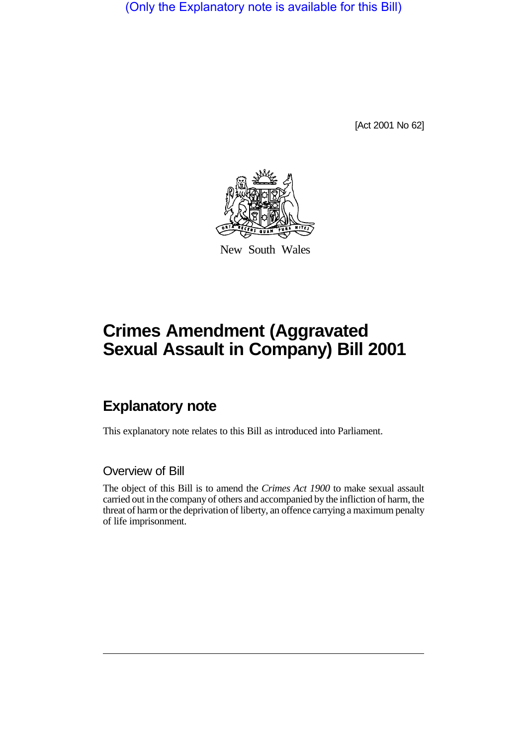(Only the Explanatory note is available for this Bill)

[Act 2001 No 62]

New South Wales

# Crimes Amendment (Aggravated Sexual Assault in Company) Bill 2001

## Explanatory note

This explanatory note relates to this Bill as introduced into Parliament.

### Overview of Bill

The object of this Bill is to amend the *Crimes Act 1900* to make sexual assault carried out in the company of others and accompanied by the infliction of harm, the threat of harm or the deprivation of liberty, an offence carrying a maximum penalty of life imprisonment.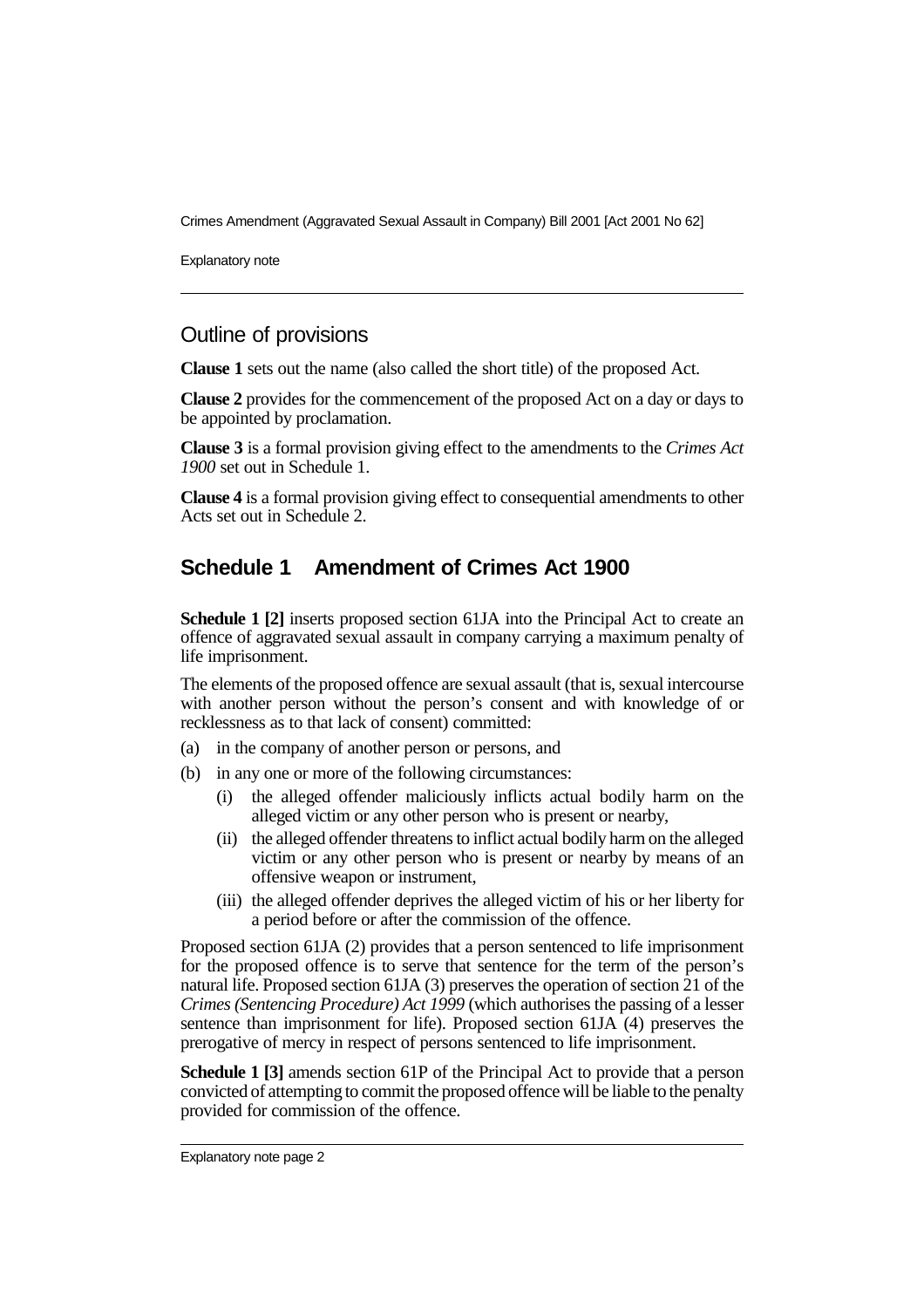## Outline of provisions

**Clause 1** sets out the name (also called the short title) of the proposed Act.

**Clause 2** provides for the commencement of the proposed Act on a day or days to be appointed by proclamation.

**Clause 3** is a formal provision giving effect to the amendments to the *Crimes Act 1900* set out in Schedule 1.

**Clause 4** is a formal provision giving effect to consequential amendments to other Acts set out in Schedule 2.

## Schedule 1 Amendment of Crimes Act 1900

**Schedule 1 [2]** inserts proposed section 61JA into the Principal Act to create an offence of aggravated sexual assault in company carrying a maximum penalty of life imprisonment.

The elements of the proposed offence are sexual assault (that is, sexual intercourse with another person without the person's consent and with knowledge of or recklessness as to that lack of consent) committed:

(a) in the company of another person or persons, and

(b) in any one or more of the following circumstances:

   (i) the alleged offender maliciously inflicts actual bodily harm on the alleged victim or any other person who is present or nearby,

   (ii) the alleged offender threatens to inflict actual bodily harm on the alleged victim or any other person who is present or nearby by means of an offensive weapon or instrument,

   (iii) the alleged offender deprives the alleged victim of his or her liberty for a period before or after the commission of the offence.

Proposed section 61JA (2) provides that a person sentenced to life imprisonment for the proposed offence is to serve that sentence for the term of the person's natural life. Proposed section 61JA (3) preserves the operation of section 21 of the *Crimes (Sentencing Procedure) Act 1999* (which authorises the passing of a lesser sentence than imprisonment for life). Proposed section 61JA (4) preserves the prerogative of mercy in respect of persons sentenced to life imprisonment.

**Schedule 1 [3]** amends section 61P of the Principal Act to provide that a person convicted of attempting to commit the proposed offence will be liable to the penalty provided for commission of the offence.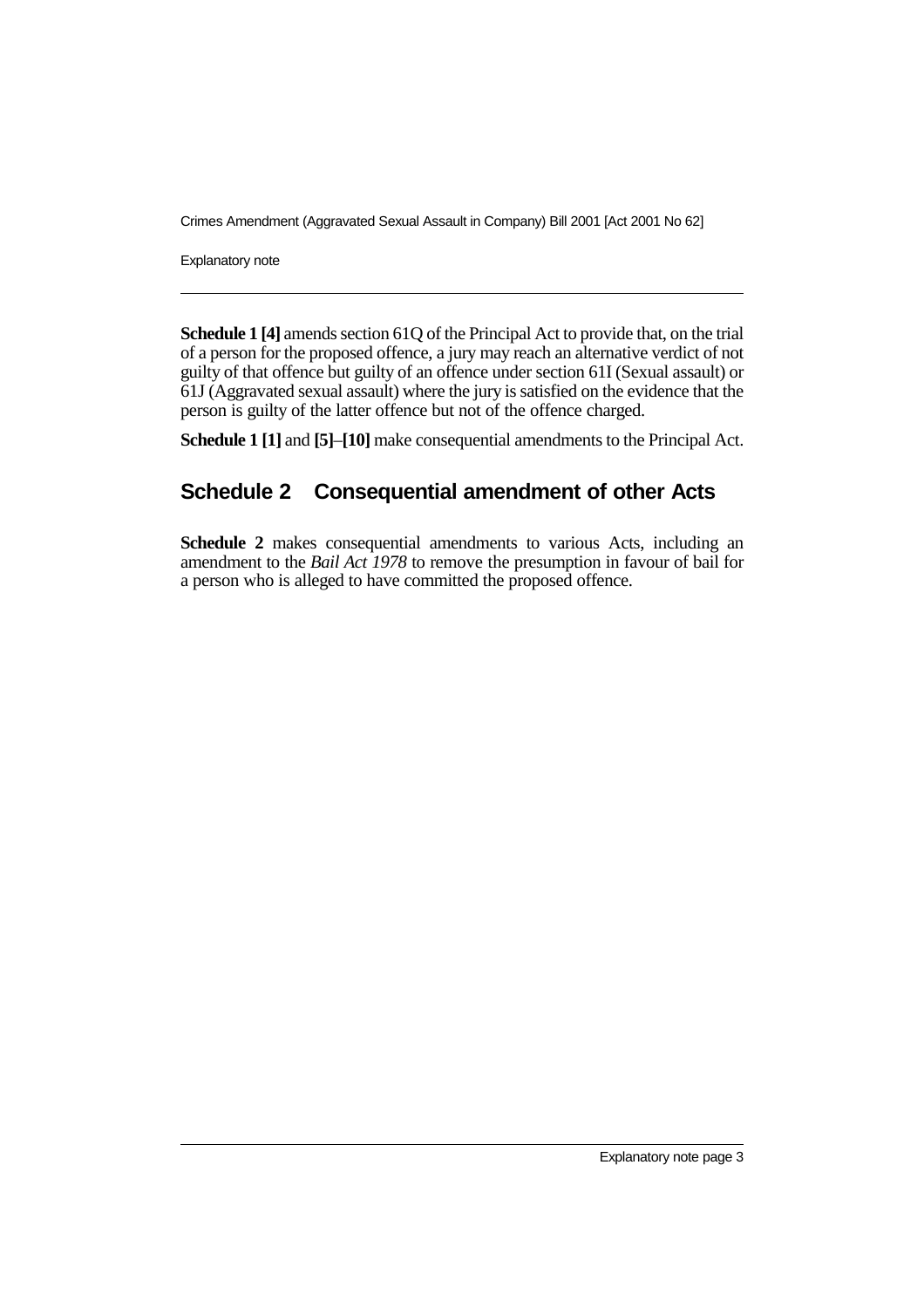**Schedule 1 [4]** amends section 61Q of the Principal Act to provide that, on the trial of a person for the proposed offence, a jury may reach an alternative verdict of not guilty of that offence but guilty of an offence under section 61I (Sexual assault) or 61J (Aggravated sexual assault) where the jury is satisfied on the evidence that the person is guilty of the latter offence but not of the offence charged.

**Schedule 1 [1]** and **[5]**–**[10]** make consequential amendments to the Principal Act.

## Schedule 2 Consequential amendment of other Acts

**Schedule 2** makes consequential amendments to various Acts, including an amendment to the *Bail Act 1978* to remove the presumption in favour of bail for a person who is alleged to have committed the proposed offence.